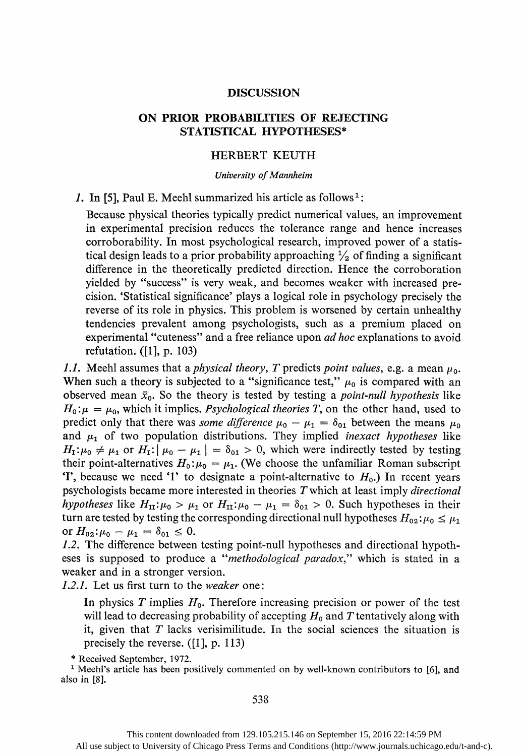## DISCUSSION

# ON PRIOR PROBABILITIES OF REJECTING STATISTICAL HYPOTHESES*

HERBERT KEUTH

*University of Mannheim*

*1.* In [5], Paul E. Meehl summarized his article as follows[1]:

> Because physical theories typically predict numerical values, an improvement in experimental precision reduces the tolerance range and hence increases corroborability. In most psychological research, improved power of a statistical design leads to a prior probability approaching $\frac{1}{2}$ of finding a significant difference in the theoretically predicted direction. Hence the corroboration yielded by "success" is very weak, and becomes weaker with increased precision. 'Statistical significance' plays a logical role in psychology precisely the reverse of its role in physics. This problem is worsened by certain unhealthy tendencies prevalent among psychologists, such as a premium placed on experimental "cuteness" and a free reliance upon *ad hoc* explanations to avoid refutation. ([1], p. 103)

*1.1.* Meehl assumes that a *physical theory*, $T$ predicts *point values*, e.g. a mean $\mu_0$. When such a theory is subjected to a "significance test," $\mu_0$ is compared with an observed mean $\bar{x}_0$. So the theory is tested by testing a *point-null hypothesis* like $H_0: \mu = \mu_0$, which it implies. *Psychological theories* $T$, on the other hand, used to predict only that there was *some difference* $\mu_0 - \mu_1 = \delta_{01}$ between the means $\mu_0$ and $\mu_1$ of two population distributions. They implied *inexact hypotheses* like $H_{\mathrm{I}}: \mu_0 \neq \mu_1$ or $H_{\mathrm{I}}: |\mu_0 - \mu_1| = \delta_{01} > 0$, which were indirectly tested by testing their point-alternatives $H_0: \mu_0 = \mu_1$. (We choose the unfamiliar Roman subscript 'I', because we need '1' to designate a point-alternative to $H_0$.) In recent years psychologists became more interested in theories $T$ which at least imply *directional hypotheses* like $H_{\mathrm{II}}: \mu_0 > \mu_1$ or $H_{\mathrm{II}}: \mu_0 - \mu_1 = \delta_{01} > 0$. Such hypotheses in their turn are tested by testing the corresponding directional null hypotheses $H_{02}: \mu_0 \leq \mu_1$ or $H_{02}: \mu_0 - \mu_1 = \delta_{01} \leq 0$.

*1.2.* The difference between testing point-null hypotheses and directional hypotheses is supposed to produce a "*methodological paradox*," which is stated in a weaker and in a stronger version.

*1.2.1.* Let us first turn to the *weaker* one:

> In physics $T$ implies $H_0$. Therefore increasing precision or power of the test will lead to decreasing probability of accepting $H_0$ and $T$ tentatively along with it, given that $T$ lacks verisimilitude. In the social sciences the situation is precisely the reverse. ([1], p. 113)

\* Received September, 1972.

[1] Meehl's article has been positively commented on by well-known contributors to [6], and also in [8].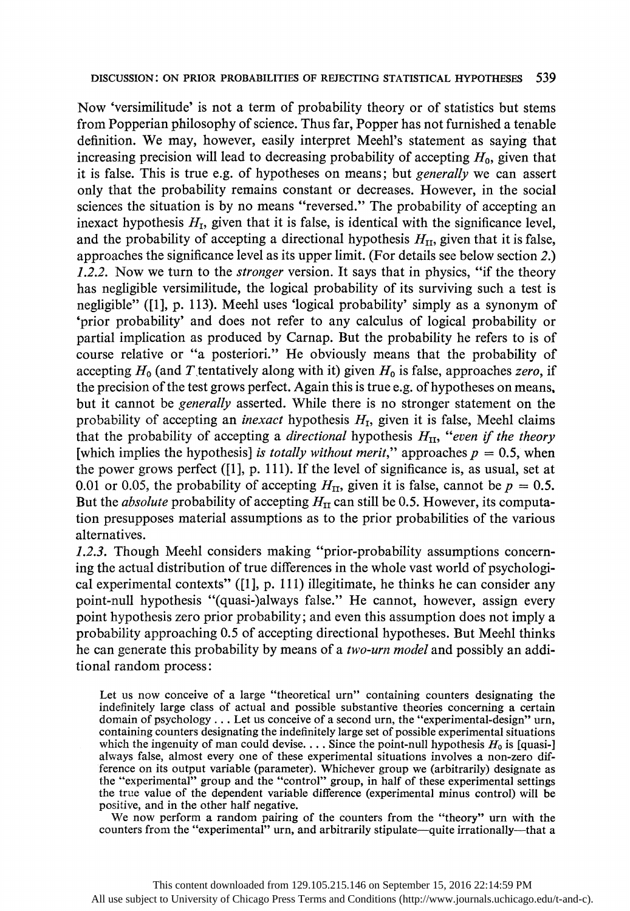Now 'versimilitude' is not a term of probability theory or of statistics but stems from Popperian philosophy of science. Thus far, Popper has not furnished a tenable definition. We may, however, easily interpret Meehl's statement as saying that increasing precision will lead to decreasing probability of accepting $H_0$, given that it is false. This is true e.g. of hypotheses on means; but *generally* we can assert only that the probability remains constant or decreases. However, in the social sciences the situation is by no means "reversed." The probability of accepting an inexact hypothesis $H_{\text{I}}$, given that it is false, is identical with the significance level, and the probability of accepting a directional hypothesis $H_{\text{II}}$, given that it is false, approaches the significance level as its upper limit. (For details see below section *2*.)

*1.2.2.* Now we turn to the *stronger* version. It says that in physics, "if the theory has negligible versimilitude, the logical probability of its surviving such a test is negligible" ([1], p. 113). Meehl uses 'logical probability' simply as a synonym of 'prior probability' and does not refer to any calculus of logical probability or partial implication as produced by Carnap. But the probability he refers to is of course relative or "a posteriori." He obviously means that the probability of accepting $H_0$ (and $T$ tentatively along with it) given $H_0$ is false, approaches *zero*, if the precision of the test grows perfect. Again this is true e.g. of hypotheses on means, but it cannot be *generally* asserted. While there is no stronger statement on the probability of accepting an *inexact* hypothesis $H_{\text{I}}$, given it is false, Meehl claims that the probability of accepting a *directional* hypothesis $H_{\text{II}}$, "*even if the theory* [which implies the hypothesis] *is totally without merit*," approaches $p = 0.5$, when the power grows perfect ([1], p. 111). If the level of significance is, as usual, set at 0.01 or 0.05, the probability of accepting $H_{\text{II}}$, given it is false, cannot be $p = 0.5$. But the *absolute* probability of accepting $H_{\text{II}}$ can still be 0.5. However, its computation presupposes material assumptions as to the prior probabilities of the various alternatives.

*1.2.3.* Though Meehl considers making "prior-probability assumptions concerning the actual distribution of true differences in the whole vast world of psychological experimental contexts" ([1], p. 111) illegitimate, he thinks he can consider any point-null hypothesis "(quasi-)always false." He cannot, however, assign every point hypothesis zero prior probability; and even this assumption does not imply a probability approaching 0.5 of accepting directional hypotheses. But Meehl thinks he can generate this probability by means of a *two-urn model* and possibly an additional random process:

> Let us now conceive of a large "theoretical urn" containing counters designating the indefinitely large class of actual and possible substantive theories concerning a certain domain of psychology . . . Let us conceive of a second urn, the "experimental-design" urn, containing counters designating the indefinitely large set of possible experimental situations which the ingenuity of man could devise. . . . Since the point-null hypothesis $H_0$ is [quasi-] always false, almost every one of these experimental situations involves a non-zero difference on its output variable (parameter). Whichever group we (arbitrarily) designate as the "experimental" group and the "control" group, in half of these experimental settings the true value of the dependent variable difference (experimental minus control) will be positive, and in the other half negative.
>
> We now perform a random pairing of the counters from the "theory" urn with the counters from the "experimental" urn, and arbitrarily stipulate—quite irrationally—that a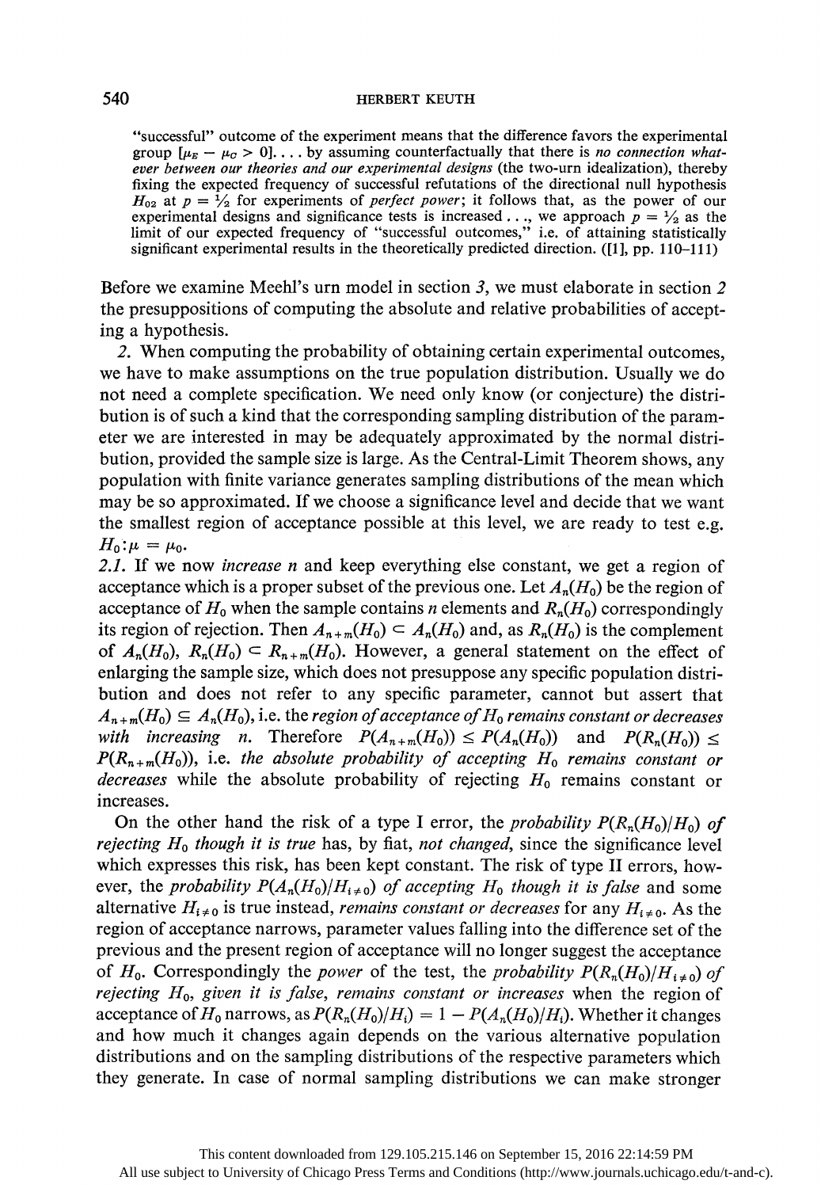"successful" outcome of the experiment means that the difference favors the experimental group $[\mu_E - \mu_C > 0]$. ... by assuming counterfactually that there is *no connection whatever between our theories and our experimental designs* (the two-urn idealization), thereby fixing the expected frequency of successful refutations of the directional null hypothesis $H_{02}$ at $p = \frac{1}{2}$ for experiments of *perfect power*; it follows that, as the power of our experimental designs and significance tests is increased ..., we approach $p = \frac{1}{2}$ as the limit of our expected frequency of "successful outcomes," i.e. of attaining statistically significant experimental results in the theoretically predicted direction. ([1], pp. 110–111)

Before we examine Meehl's urn model in section *3*, we must elaborate in section *2* the presuppositions of computing the absolute and relative probabilities of accepting a hypothesis.

*2.* When computing the probability of obtaining certain experimental outcomes, we have to make assumptions on the true population distribution. Usually we do not need a complete specification. We need only know (or conjecture) the distribution is of such a kind that the corresponding sampling distribution of the parameter we are interested in may be adequately approximated by the normal distribution, provided the sample size is large. As the Central-Limit Theorem shows, any population with finite variance generates sampling distributions of the mean which may be so approximated. If we choose a significance level and decide that we want the smallest region of acceptance possible at this level, we are ready to test e.g. $H_0: \mu = \mu_0$.

*2.1.* If we now *increase* $n$ and keep everything else constant, we get a region of acceptance which is a proper subset of the previous one. Let $A_n(H_0)$ be the region of acceptance of $H_0$ when the sample contains $n$ elements and $R_n(H_0)$ correspondingly its region of rejection. Then $A_{n+m}(H_0) \subset A_n(H_0)$ and, as $R_n(H_0)$ is the complement of $A_n(H_0)$, $R_n(H_0) \subset R_{n+m}(H_0)$. However, a general statement on the effect of enlarging the sample size, which does not presuppose any specific population distribution and does not refer to any specific parameter, cannot but assert that $A_{n+m}(H_0) \subseteq A_n(H_0)$, i.e. the *region of acceptance of $H_0$ remains constant or decreases with increasing $n$*. Therefore $P(A_{n+m}(H_0)) \leq P(A_n(H_0))$ and $P(R_n(H_0)) \leq P(R_{n+m}(H_0))$, i.e. *the absolute probability of accepting $H_0$ remains constant or decreases* while the absolute probability of rejecting $H_0$ remains constant or increases.

On the other hand the risk of a type I error, the *probability $P(R_n(H_0)/H_0)$ of rejecting $H_0$ though it is true* has, by fiat, *not changed*, since the significance level which expresses this risk, has been kept constant. The risk of type II errors, however, the *probability $P(A_n(H_0)/H_{i\neq 0})$ of accepting $H_0$ though it is false* and some alternative $H_{i\neq 0}$ is true instead, *remains constant or decreases* for any $H_{i\neq 0}$. As the region of acceptance narrows, parameter values falling into the difference set of the previous and the present region of acceptance will no longer suggest the acceptance of $H_0$. Correspondingly the *power* of the test, the *probability $P(R_n(H_0)/H_{i\neq 0})$ of rejecting $H_0$, given it is false, remains constant or increases* when the region of acceptance of $H_0$ narrows, as $P(R_n(H_0)/H_i) = 1 - P(A_n(H_0)/H_i)$. Whether it changes and how much it changes again depends on the various alternative population distributions and on the sampling distributions of the respective parameters which they generate. In case of normal sampling distributions we can make stronger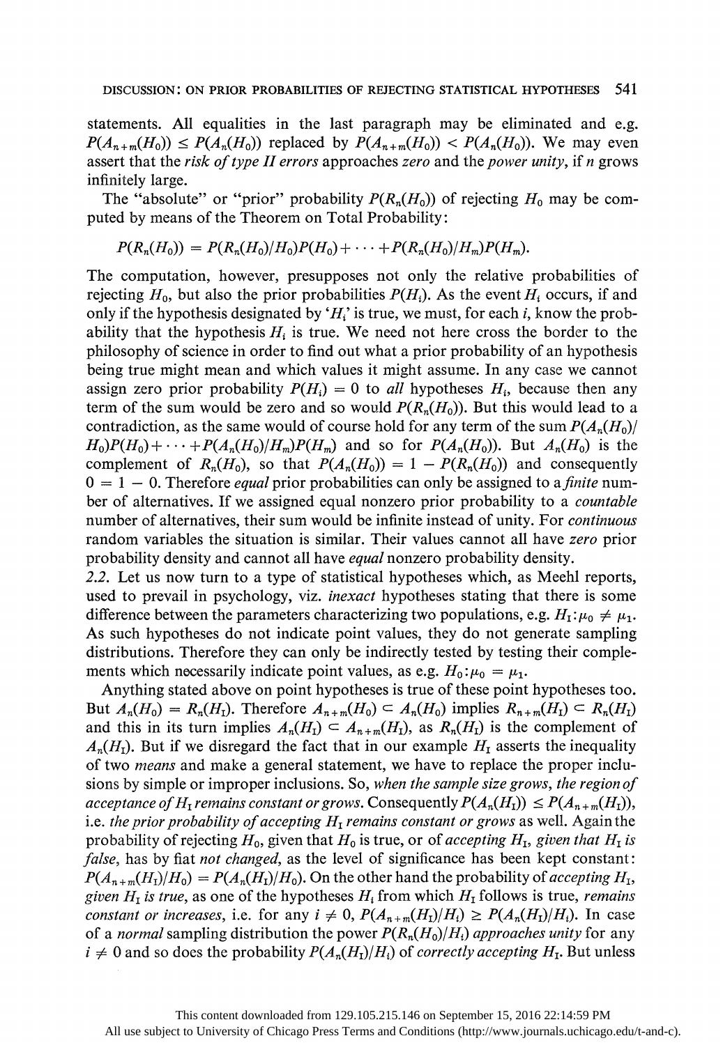statements. All equalities in the last paragraph may be eliminated and e.g. $P(A_{n+m}(H_0)) \leq P(A_n(H_0))$ replaced by $P(A_{n+m}(H_0)) < P(A_n(H_0))$. We may even assert that the *risk of type II errors* approaches *zero* and the *power unity*, if $n$ grows infinitely large.

The "absolute" or "prior" probability $P(R_n(H_0))$ of rejecting $H_0$ may be computed by means of the Theorem on Total Probability:

$$P(R_n(H_0)) = P(R_n(H_0)/H_0)P(H_0) + \cdots + P(R_n(H_0)/H_m)P(H_m).$$

The computation, however, presupposes not only the relative probabilities of rejecting $H_0$, but also the prior probabilities $P(H_i)$. As the event $H_i$ occurs, if and only if the hypothesis designated by '$H_i$' is true, we must, for each $i$, know the probability that the hypothesis $H_i$ is true. We need not here cross the border to the philosophy of science in order to find out what a prior probability of an hypothesis being true might mean and which values it might assume. In any case we cannot assign zero prior probability $P(H_i) = 0$ to *all* hypotheses $H_i$, because then any term of the sum would be zero and so would $P(R_n(H_0))$. But this would lead to a contradiction, as the same would of course hold for any term of the sum $P(A_n(H_0)/H_0)P(H_0) + \cdots + P(A_n(H_0)/H_m)P(H_m)$ and so for $P(A_n(H_0))$. But $A_n(H_0)$ is the complement of $R_n(H_0)$, so that $P(A_n(H_0)) = 1 - P(R_n(H_0))$ and consequently $0 = 1 - 0$. Therefore *equal* prior probabilities can only be assigned to a *finite* number of alternatives. If we assigned equal nonzero prior probability to a *countable* number of alternatives, their sum would be infinite instead of unity. For *continuous* random variables the situation is similar. Their values cannot all have *zero* prior probability density and cannot all have *equal* nonzero probability density.

*2.2.* Let us now turn to a type of statistical hypotheses which, as Meehl reports, used to prevail in psychology, viz. *inexact* hypotheses stating that there is some difference between the parameters characterizing two populations, e.g. $H_{\mathrm{I}}: \mu_0 \neq \mu_1$. As such hypotheses do not indicate point values, they do not generate sampling distributions. Therefore they can only be indirectly tested by testing their complements which necessarily indicate point values, as e.g. $H_0: \mu_0 = \mu_1$.

Anything stated above on point hypotheses is true of these point hypotheses too. But $A_n(H_0) = R_n(H_{\mathrm{I}})$. Therefore $A_{n+m}(H_0) \subset A_n(H_0)$ implies $R_{n+m}(H_{\mathrm{I}}) \subset R_n(H_{\mathrm{I}})$ and this in its turn implies $A_n(H_{\mathrm{I}}) \subset A_{n+m}(H_{\mathrm{I}})$, as $R_n(H_{\mathrm{I}})$ is the complement of $A_n(H_{\mathrm{I}})$. But if we disregard the fact that in our example $H_{\mathrm{I}}$ asserts the inequality of two *means* and make a general statement, we have to replace the proper inclusions by simple or improper inclusions. So, *when the sample size grows, the region of acceptance of $H_{\mathrm{I}}$ remains constant or grows.* Consequently $P(A_n(H_{\mathrm{I}})) \leq P(A_{n+m}(H_{\mathrm{I}}))$, i.e. *the prior probability of accepting $H_{\mathrm{I}}$ remains constant or grows* as well. Again the probability of rejecting $H_0$, given that $H_0$ is true, or of *accepting $H_{\mathrm{I}}$, given that $H_{\mathrm{I}}$ is false*, has by fiat *not changed*, as the level of significance has been kept constant: $P(A_{n+m}(H_{\mathrm{I}})/H_0) = P(A_n(H_{\mathrm{I}})/H_0)$. On the other hand the probability of *accepting $H_{\mathrm{I}}$, given $H_{\mathrm{I}}$ is true*, as one of the hypotheses $H_i$ from which $H_{\mathrm{I}}$ follows is true, *remains constant or increases*, i.e. for any $i \neq 0$, $P(A_{n+m}(H_{\mathrm{I}})/H_i) \geq P(A_n(H_{\mathrm{I}})/H_i)$. In case of a *normal* sampling distribution the power $P(R_n(H_0)/H_i)$ *approaches unity* for any $i \neq 0$ and so does the probability $P(A_n(H_{\mathrm{I}})/H_i)$ of *correctly accepting* $H_{\mathrm{I}}$. But unless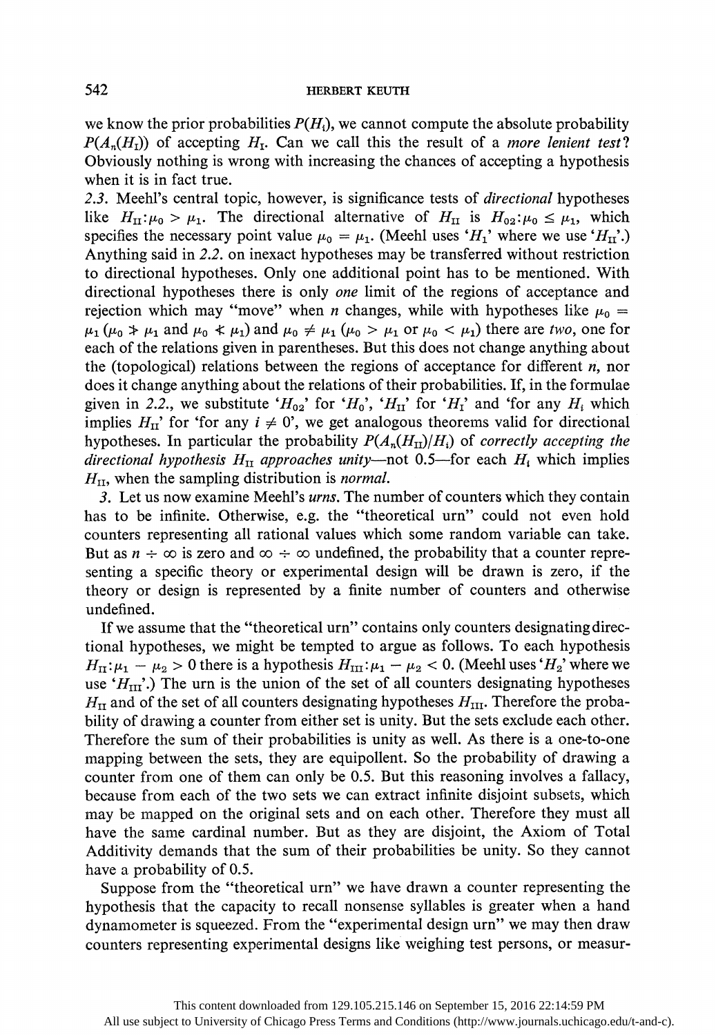we know the prior probabilities $P(H_i)$, we cannot compute the absolute probability $P(A_n(H_I))$ of accepting $H_I$. Can we call this the result of a *more lenient test*? Obviously nothing is wrong with increasing the chances of accepting a hypothesis when it is in fact true.

*2.3.* Meehl's central topic, however, is significance tests of *directional* hypotheses like $H_{II}: \mu_0 > \mu_1$. The directional alternative of $H_{II}$ is $H_{02}: \mu_0 \leq \mu_1$, which specifies the necessary point value $\mu_0 = \mu_1$. (Meehl uses '$H_1$' where we use '$H_{II}$'.) Anything said in *2.2.* on inexact hypotheses may be transferred without restriction to directional hypotheses. Only one additional point has to be mentioned. With directional hypotheses there is only *one* limit of the regions of acceptance and rejection which may "move" when $n$ changes, while with hypotheses like $\mu_0 = \mu_1$ ($\mu_0 \not> \mu_1$ and $\mu_0 \not< \mu_1$) and $\mu_0 \neq \mu_1$ ($\mu_0 > \mu_1$ or $\mu_0 < \mu_1$) there are *two*, one for each of the relations given in parentheses. But this does not change anything about the (topological) relations between the regions of acceptance for different $n$, nor does it change anything about the relations of their probabilities. If, in the formulae given in *2.2.*, we substitute '$H_{02}$' for '$H_0$', '$H_{II}$' for '$H_I$' and 'for any $H_i$ which implies $H_{II}$' for 'for any $i \neq 0$', we get analogous theorems valid for directional hypotheses. In particular the probability $P(A_n(H_{II})/H_i)$ of *correctly accepting the directional hypothesis* $H_{II}$ *approaches unity*—not 0.5—for each $H_i$ which implies $H_{II}$, when the sampling distribution is *normal*.

*3.* Let us now examine Meehl's *urns*. The number of counters which they contain has to be infinite. Otherwise, e.g. the "theoretical urn" could not even hold counters representing all rational values which some random variable can take. But as $n \div \infty$ is zero and $\infty \div \infty$ undefined, the probability that a counter representing a specific theory or experimental design will be drawn is zero, if the theory or design is represented by a finite number of counters and otherwise undefined.

If we assume that the "theoretical urn" contains only counters designating directional hypotheses, we might be tempted to argue as follows. To each hypothesis $H_{II}: \mu_1 - \mu_2 > 0$ there is a hypothesis $H_{III}: \mu_1 - \mu_2 < 0$. (Meehl uses '$H_2$' where we use '$H_{III}$'.) The urn is the union of the set of all counters designating hypotheses $H_{II}$ and of the set of all counters designating hypotheses $H_{III}$. Therefore the probability of drawing a counter from either set is unity. But the sets exclude each other. Therefore the sum of their probabilities is unity as well. As there is a one-to-one mapping between the sets, they are equipollent. So the probability of drawing a counter from one of them can only be 0.5. But this reasoning involves a fallacy, because from each of the two sets we can extract infinite disjoint subsets, which may be mapped on the original sets and on each other. Therefore they must all have the same cardinal number. But as they are disjoint, the Axiom of Total Additivity demands that the sum of their probabilities be unity. So they cannot have a probability of 0.5.

Suppose from the "theoretical urn" we have drawn a counter representing the hypothesis that the capacity to recall nonsense syllables is greater when a hand dynamometer is squeezed. From the "experimental design urn" we may then draw counters representing experimental designs like weighing test persons, or measur-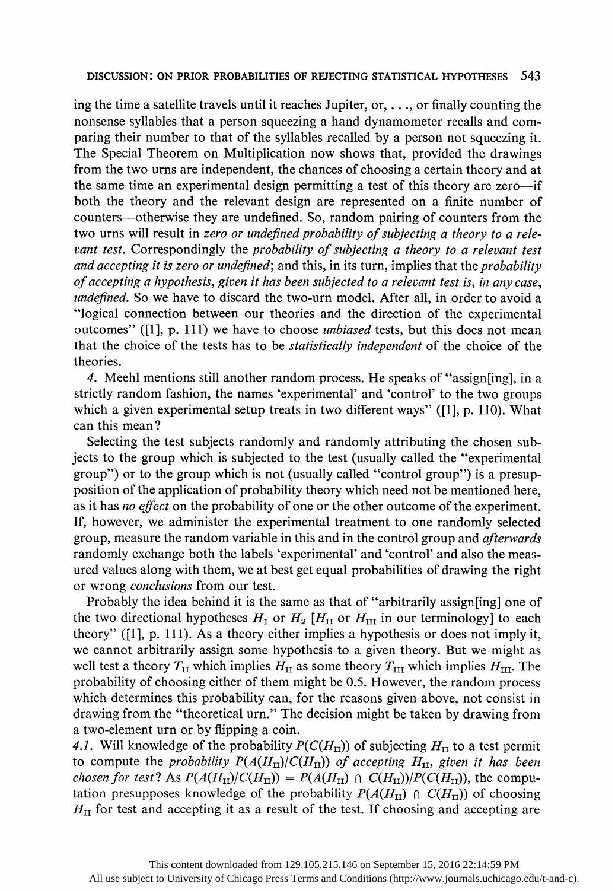ing the time a satellite travels until it reaches Jupiter, or, . . ., or finally counting the nonsense syllables that a person squeezing a hand dynamometer recalls and comparing their number to that of the syllables recalled by a person not squeezing it. The Special Theorem on Multiplication now shows that, provided the drawings from the two urns are independent, the chances of choosing a certain theory and at the same time an experimental design permitting a test of this theory are zero—if both the theory and the relevant design are represented on a finite number of counters—otherwise they are undefined. So, random pairing of counters from the two urns will result in *zero or undefined probability of subjecting a theory to a relevant test*. Correspondingly the *probability of subjecting a theory to a relevant test and accepting it is zero or undefined*; and this, in its turn, implies that the *probability of accepting a hypothesis, given it has been subjected to a relevant test is, in any case, undefined*. So we have to discard the two-urn model. After all, in order to avoid a "logical connection between our theories and the direction of the experimental outcomes" ([1], p. 111) we have to choose *unbiased* tests, but this does not mean that the choice of the tests has to be *statistically independent* of the choice of the theories.

*4.* Meehl mentions still another random process. He speaks of "assign[ing], in a strictly random fashion, the names 'experimental' and 'control' to the two groups which a given experimental setup treats in two different ways" ([1], p. 110). What can this mean?

Selecting the test subjects randomly and randomly attributing the chosen subjects to the group which is subjected to the test (usually called the "experimental group") or to the group which is not (usually called "control group") is a presupposition of the application of probability theory which need not be mentioned here, as it has *no effect* on the probability of one or the other outcome of the experiment. If, however, we administer the experimental treatment to one randomly selected group, measure the random variable in this and in the control group and *afterwards* randomly exchange both the labels 'experimental' and 'control' and also the measured values along with them, we at best get equal probabilities of drawing the right or wrong *conclusions* from our test.

Probably the idea behind it is the same as that of "arbitrarily assign[ing] one of the two directional hypotheses $H_1$ or $H_2$ [$H_{\text{II}}$ or $H_{\text{III}}$ in our terminology] to each theory" ([1], p. 111). As a theory either implies a hypothesis or does not imply it, we cannot arbitrarily assign some hypothesis to a given theory. But we might as well test a theory $T_{\text{II}}$ which implies $H_{\text{II}}$ as some theory $T_{\text{III}}$ which implies $H_{\text{III}}$. The probability of choosing either of them might be 0.5. However, the random process which determines this probability can, for the reasons given above, not consist in drawing from the "theoretical urn." The decision might be taken by drawing from a two-element urn or by flipping a coin.

*4.1.* Will knowledge of the probability $P(C(H_{\text{II}}))$ of subjecting $H_{\text{II}}$ to a test permit to compute the *probability* $P(A(H_{\text{II}})/C(H_{\text{II}}))$ *of accepting* $H_{\text{II}}$*, given it has been chosen for test*? As $P(A(H_{\text{II}})/C(H_{\text{II}})) = P(A(H_{\text{II}}) \cap C(H_{\text{II}}))/P(C(H_{\text{II}}))$, the computation presupposes knowledge of the probability $P(A(H_{\text{II}}) \cap C(H_{\text{II}}))$ of choosing $H_{\text{II}}$ for test and accepting it as a result of the test. If choosing and accepting are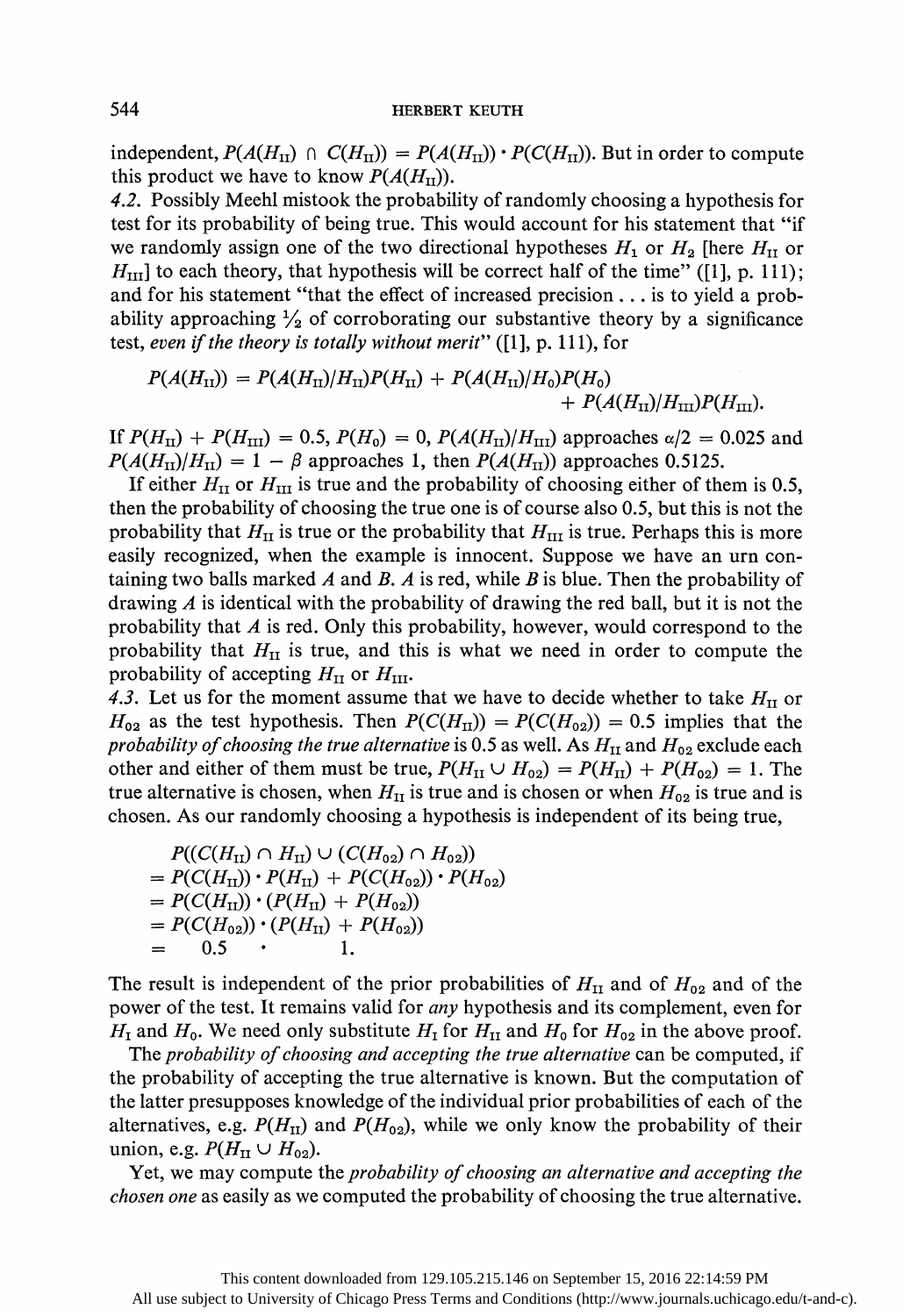independent, $P(A(H_{\text{II}}) \cap C(H_{\text{II}})) = P(A(H_{\text{II}})) \cdot P(C(H_{\text{II}}))$. But in order to compute this product we have to know $P(A(H_{\text{II}}))$.

*4.2.* Possibly Meehl mistook the probability of randomly choosing a hypothesis for test for its probability of being true. This would account for his statement that "if we randomly assign one of the two directional hypotheses $H_1$ or $H_2$ [here $H_{\text{II}}$ or $H_{\text{III}}$] to each theory, that hypothesis will be correct half of the time" ([1], p. 111); and for his statement "that the effect of increased precision . . . is to yield a probability approaching $\frac{1}{2}$ of corroborating our substantive theory by a significance test, *even if the theory is totally without merit*" ([1], p. 111), for

$$P(A(H_{\text{II}})) = P(A(H_{\text{II}})/H_{\text{II}})P(H_{\text{II}}) + P(A(H_{\text{II}})/H_0)P(H_0) + P(A(H_{\text{II}})/H_{\text{III}})P(H_{\text{III}}).$$

If $P(H_{\text{II}}) + P(H_{\text{III}}) = 0.5$, $P(H_0) = 0$, $P(A(H_{\text{II}})/H_{\text{III}})$ approaches $\alpha/2 = 0.025$ and $P(A(H_{\text{II}})/H_{\text{II}}) = 1 - \beta$ approaches 1, then $P(A(H_{\text{II}}))$ approaches 0.5125.

If either $H_{\text{II}}$ or $H_{\text{III}}$ is true and the probability of choosing either of them is 0.5, then the probability of choosing the true one is of course also 0.5, but this is not the probability that $H_{\text{II}}$ is true or the probability that $H_{\text{III}}$ is true. Perhaps this is more easily recognized, when the example is innocent. Suppose we have an urn containing two balls marked $A$ and $B$. $A$ is red, while $B$ is blue. Then the probability of drawing $A$ is identical with the probability of drawing the red ball, but it is not the probability that $A$ is red. Only this probability, however, would correspond to the probability that $H_{\text{II}}$ is true, and this is what we need in order to compute the probability of accepting $H_{\text{II}}$ or $H_{\text{III}}$.

*4.3.* Let us for the moment assume that we have to decide whether to take $H_{\text{II}}$ or $H_{02}$ as the test hypothesis. Then $P(C(H_{\text{II}})) = P(C(H_{02})) = 0.5$ implies that the *probability of choosing the true alternative* is 0.5 as well. As $H_{\text{II}}$ and $H_{02}$ exclude each other and either of them must be true, $P(H_{\text{II}} \cup H_{02}) = P(H_{\text{II}}) + P(H_{02}) = 1$. The true alternative is chosen, when $H_{\text{II}}$ is true and is chosen or when $H_{02}$ is true and is chosen. As our randomly choosing a hypothesis is independent of its being true,

$$\begin{aligned}
&P((C(H_{\text{II}}) \cap H_{\text{II}}) \cup (C(H_{02}) \cap H_{02})) \\
&= P(C(H_{\text{II}})) \cdot P(H_{\text{II}}) + P(C(H_{02})) \cdot P(H_{02}) \\
&= P(C(H_{\text{II}})) \cdot (P(H_{\text{II}}) + P(H_{02})) \\
&= P(C(H_{02})) \cdot (P(H_{\text{II}}) + P(H_{02})) \\
&= \quad 0.5 \quad \cdot \qquad 1.
\end{aligned}$$

The result is independent of the prior probabilities of $H_{\text{II}}$ and of $H_{02}$ and of the power of the test. It remains valid for *any* hypothesis and its complement, even for $H_{\text{I}}$ and $H_0$. We need only substitute $H_{\text{I}}$ for $H_{\text{II}}$ and $H_0$ for $H_{02}$ in the above proof.

The *probability of choosing and accepting the true alternative* can be computed, if the probability of accepting the true alternative is known. But the computation of the latter presupposes knowledge of the individual prior probabilities of each of the alternatives, e.g. $P(H_{\text{II}})$ and $P(H_{02})$, while we only know the probability of their union, e.g. $P(H_{\text{II}} \cup H_{02})$.

Yet, we may compute the *probability of choosing an alternative and accepting the chosen one* as easily as we computed the probability of choosing the true alternative.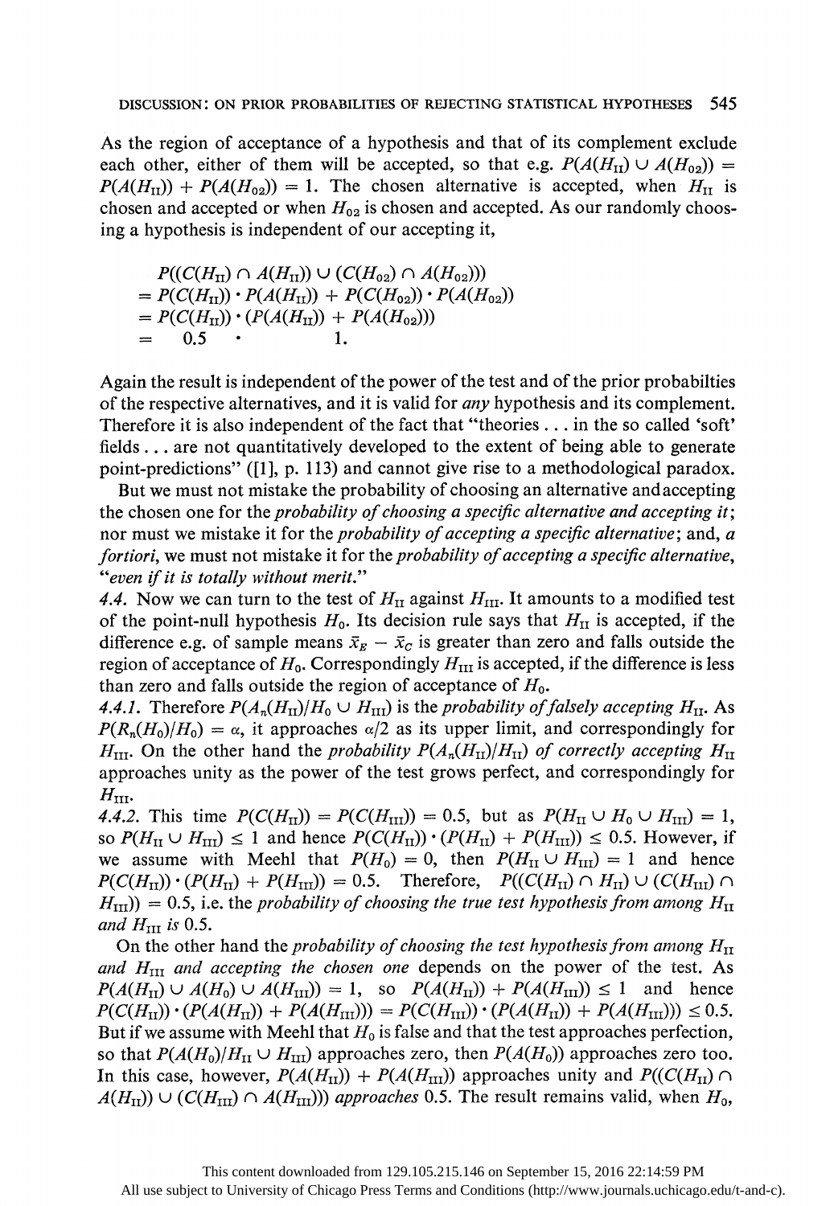As the region of acceptance of a hypothesis and that of its complement exclude each other, either of them will be accepted, so that e.g. $P(A(H_{II}) \cup A(H_{02})) = P(A(H_{II})) + P(A(H_{02})) = 1$. The chosen alternative is accepted, when $H_{II}$ is chosen and accepted or when $H_{02}$ is chosen and accepted. As our randomly choosing a hypothesis is independent of our accepting it,

$$
\begin{aligned}
& P((C(H_{II}) \cap A(H_{II})) \cup (C(H_{02}) \cap A(H_{02}))) \\
&= P(C(H_{II})) \cdot P(A(H_{II})) + P(C(H_{02})) \cdot P(A(H_{02})) \\
&= P(C(H_{II})) \cdot (P(A(H_{II})) + P(A(H_{02}))) \\
&= \quad 0.5 \quad \cdot \quad 1.
\end{aligned}
$$

Again the result is independent of the power of the test and of the prior probabilties of the respective alternatives, and it is valid for *any* hypothesis and its complement. Therefore it is also independent of the fact that "theories . . . in the so called 'soft' fields . . . are not quantitatively developed to the extent of being able to generate point-predictions" ([1], p. 113) and cannot give rise to a methodological paradox.

But we must not mistake the probability of choosing an alternative and accepting the chosen one for the *probability of choosing a specific alternative and accepting it*; nor must we mistake it for the *probability of accepting a specific alternative*; and, *a fortiori*, we must not mistake it for the *probability of accepting a specific alternative, "even if it is totally without merit."*

*4.4.* Now we can turn to the test of $H_{II}$ against $H_{III}$. It amounts to a modified test of the point-null hypothesis $H_0$. Its decision rule says that $H_{II}$ is accepted, if the difference e.g. of sample means $\bar{x}_E - \bar{x}_C$ is greater than zero and falls outside the region of acceptance of $H_0$. Correspondingly $H_{III}$ is accepted, if the difference is less than zero and falls outside the region of acceptance of $H_0$.

*4.4.1.* Therefore $P(A_n(H_{II})/H_0 \cup H_{III})$ is the *probability of falsely accepting* $H_{II}$. As $P(R_n(H_0)/H_0) = \alpha$, it approaches $\alpha/2$ as its upper limit, and correspondingly for $H_{III}$. On the other hand the *probability* $P(A_n(H_{II})/H_{II})$ *of correctly accepting* $H_{II}$ approaches unity as the power of the test grows perfect, and correspondingly for $H_{III}$.

*4.4.2.* This time $P(C(H_{II})) = P(C(H_{III})) = 0.5$, but as $P(H_{II} \cup H_0 \cup H_{III}) = 1$, so $P(H_{II} \cup H_{III}) \leq 1$ and hence $P(C(H_{II})) \cdot (P(H_{II}) + P(H_{III})) \leq 0.5$. However, if we assume with Meehl that $P(H_0) = 0$, then $P(H_{II} \cup H_{III}) = 1$ and hence $P(C(H_{II})) \cdot (P(H_{II}) + P(H_{III})) = 0.5$. Therefore, $P((C(H_{II}) \cap H_{II}) \cup (C(H_{III}) \cap H_{III})) = 0.5$, i.e. the *probability of choosing the true test hypothesis from among* $H_{II}$ *and* $H_{III}$ *is* 0.5.

On the other hand the *probability of choosing the test hypothesis from among* $H_{II}$ *and* $H_{III}$ *and accepting the chosen one* depends on the power of the test. As $P(A(H_{II}) \cup A(H_0) \cup A(H_{III})) = 1$, so $P(A(H_{II})) + P(A(H_{III})) \leq 1$ and hence $P(C(H_{II})) \cdot (P(A(H_{II})) + P(A(H_{III}))) = P(C(H_{III})) \cdot (P(A(H_{II})) + P(A(H_{III}))) \leq 0.5$. But if we assume with Meehl that $H_0$ is false and that the test approaches perfection, so that $P(A(H_0)/H_{II} \cup H_{III})$ approaches zero, then $P(A(H_0))$ approaches zero too. In this case, however, $P(A(H_{II})) + P(A(H_{III}))$ approaches unity and $P((C(H_{II}) \cap A(H_{II})) \cup (C(H_{III}) \cap A(H_{III})))$ *approaches* 0.5. The result remains valid, when $H_0$,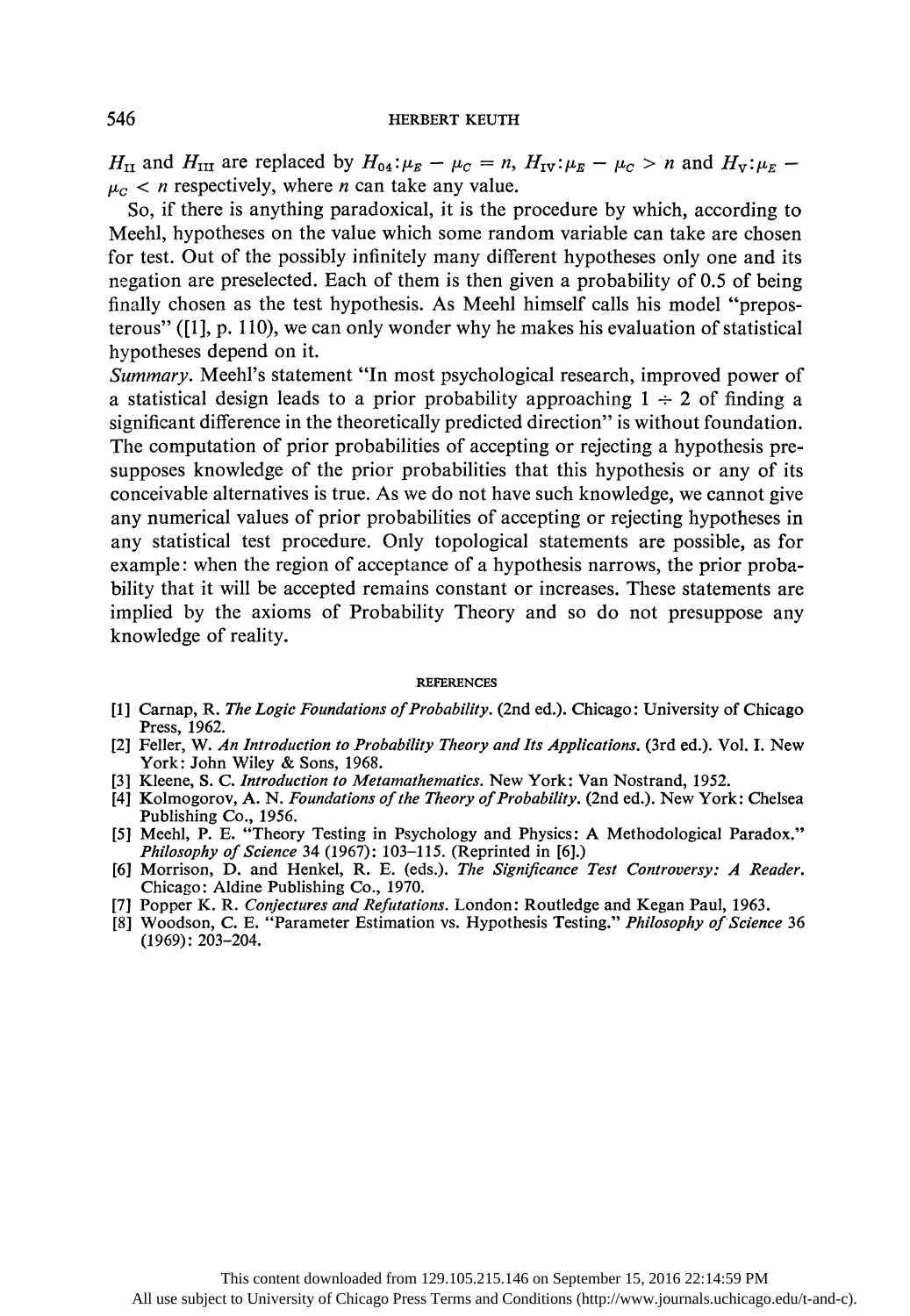$H_{II}$ and $H_{III}$ are replaced by $H_{04}: \mu_E - \mu_C = n$, $H_{IV}: \mu_E - \mu_C > n$ and $H_V: \mu_E - \mu_C < n$ respectively, where $n$ can take any value.

So, if there is anything paradoxical, it is the procedure by which, according to Meehl, hypotheses on the value which some random variable can take are chosen for test. Out of the possibly infinitely many different hypotheses only one and its negation are preselected. Each of them is then given a probability of 0.5 of being finally chosen as the test hypothesis. As Meehl himself calls his model "preposterous" ([1], p. 110), we can only wonder why he makes his evaluation of statistical hypotheses depend on it.

*Summary*. Meehl's statement "In most psychological research, improved power of a statistical design leads to a prior probability approaching $1 \div 2$ of finding a significant difference in the theoretically predicted direction" is without foundation. The computation of prior probabilities of accepting or rejecting a hypothesis presupposes knowledge of the prior probabilities that this hypothesis or any of its conceivable alternatives is true. As we do not have such knowledge, we cannot give any numerical values of prior probabilities of accepting or rejecting hypotheses in any statistical test procedure. Only topological statements are possible, as for example: when the region of acceptance of a hypothesis narrows, the prior probability that it will be accepted remains constant or increases. These statements are implied by the axioms of Probability Theory and so do not presuppose any knowledge of reality.

## REFERENCES

[1] Carnap, R. *The Logic Foundations of Probability*. (2nd ed.). Chicago: University of Chicago Press, 1962.

[2] Feller, W. *An Introduction to Probability Theory and Its Applications*. (3rd ed.). Vol. I. New York: John Wiley & Sons, 1968.

[3] Kleene, S. C. *Introduction to Metamathematics*. New York: Van Nostrand, 1952.

[4] Kolmogorov, A. N. *Foundations of the Theory of Probability*. (2nd ed.). New York: Chelsea Publishing Co., 1956.

[5] Meehl, P. E. "Theory Testing in Psychology and Physics: A Methodological Paradox." *Philosophy of Science* 34 (1967): 103–115. (Reprinted in [6].)

[6] Morrison, D. and Henkel, R. E. (eds.). *The Significance Test Controversy: A Reader*. Chicago: Aldine Publishing Co., 1970.

[7] Popper K. R. *Conjectures and Refutations*. London: Routledge and Kegan Paul, 1963.

[8] Woodson, C. E. "Parameter Estimation vs. Hypothesis Testing." *Philosophy of Science* 36 (1969): 203–204.